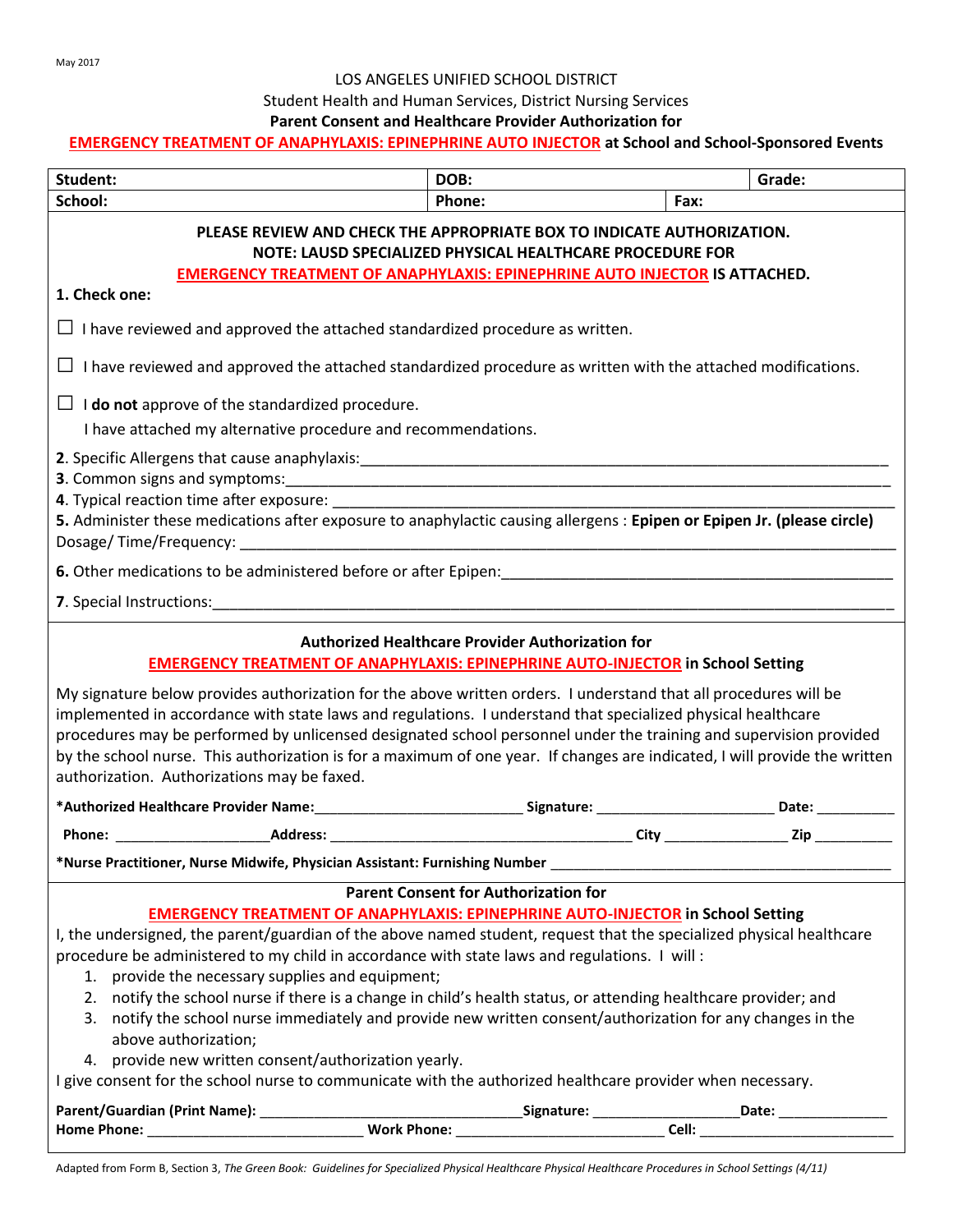May 2017

LOS ANGELES UNIFIED SCHOOL DISTRICT

Student Health and Human Services, District Nursing Services

**Parent Consent and Healthcare Provider Authorization for**

**EMERGENCY TREATMENT OF ANAPHYLAXIS: EPINEPHRINE AUTO INJECTOR at School and School-Sponsored Events**

| **Student:** | **DOB:** | | **Grade:** |
|---|---|---|---|
| **School:** | **Phone:** | **Fax:** | |

**PLEASE REVIEW AND CHECK THE APPROPRIATE BOX TO INDICATE AUTHORIZATION.**
**NOTE: LAUSD SPECIALIZED PHYSICAL HEALTHCARE PROCEDURE FOR**
**EMERGENCY TREATMENT OF ANAPHYLAXIS: EPINEPHRINE AUTO INJECTOR IS ATTACHED.**

**1. Check one:**

☐ I have reviewed and approved the attached standardized procedure as written.

☐ I have reviewed and approved the attached standardized procedure as written with the attached modifications.

☐ I **do not** approve of the standardized procedure.
I have attached my alternative procedure and recommendations.

**2**. Specific Allergens that cause anaphylaxis:______________________________________________________________
**3**. Common signs and symptoms:_________________________________________________________________
**4**. Typical reaction time after exposure: _________________________________________________________________
**5.** Administer these medications after exposure to anaphylactic causing allergens : **Epipen or Epipen Jr. (please circle)**
Dosage/ Time/Frequency: ______________________________________________________________________

**6.** Other medications to be administered before or after Epipen:___________________________________________

**7**. Special Instructions:_____________________________________________________________________________

**Authorized Healthcare Provider Authorization for**
**EMERGENCY TREATMENT OF ANAPHYLAXIS: EPINEPHRINE AUTO-INJECTOR in School Setting**

My signature below provides authorization for the above written orders. I understand that all procedures will be implemented in accordance with state laws and regulations. I understand that specialized physical healthcare procedures may be performed by unlicensed designated school personnel under the training and supervision provided by the school nurse. This authorization is for a maximum of one year. If changes are indicated, I will provide the written authorization. Authorizations may be faxed.

**\*Authorized Healthcare Provider Name:**_________________________ **Signature:** ______________________ **Date:** __________

**Phone:** ___________________**Address:** ____________________________________ **City** _______________ **Zip** _________

**\*Nurse Practitioner, Nurse Midwife, Physician Assistant: Furnishing Number** __________________________________________

**Parent Consent for Authorization for**
**EMERGENCY TREATMENT OF ANAPHYLAXIS: EPINEPHRINE AUTO-INJECTOR in School Setting**

I, the undersigned, the parent/guardian of the above named student, request that the specialized physical healthcare procedure be administered to my child in accordance with state laws and regulations. I will :

1. provide the necessary supplies and equipment;
2. notify the school nurse if there is a change in child's health status, or attending healthcare provider; and
3. notify the school nurse immediately and provide new written consent/authorization for any changes in the above authorization;
4. provide new written consent/authorization yearly.

I give consent for the school nurse to communicate with the authorized healthcare provider when necessary.

**Parent/Guardian (Print Name):** ______________________________**Signature:** _________________**Date:** _____________
**Home Phone:** _________________________ **Work Phone:** _________________________ **Cell:** _______________________

Adapted from Form B, Section 3, *The Green Book: Guidelines for Specialized Physical Healthcare Physical Healthcare Procedures in School Settings (4/11)*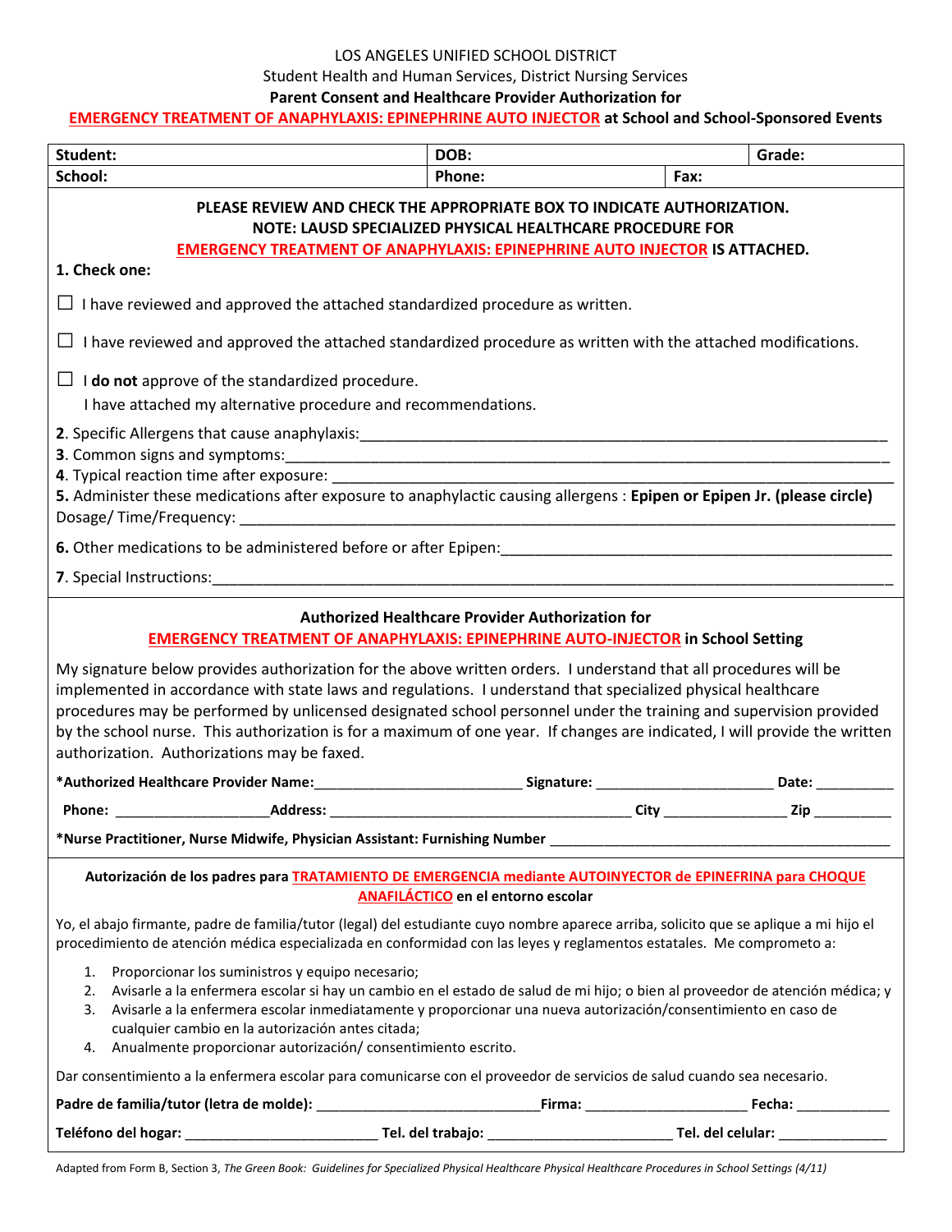LOS ANGELES UNIFIED SCHOOL DISTRICT

Student Health and Human Services, District Nursing Services

**Parent Consent and Healthcare Provider Authorization for**

**EMERGENCY TREATMENT OF ANAPHYLAXIS: EPINEPHRINE AUTO INJECTOR at School and School-Sponsored Events**

| | | | |
|---|---|---|---|
| **Student:** | **DOB:** | | **Grade:** |
| **School:** | **Phone:** | **Fax:** | |

**PLEASE REVIEW AND CHECK THE APPROPRIATE BOX TO INDICATE AUTHORIZATION.**
**NOTE: LAUSD SPECIALIZED PHYSICAL HEALTHCARE PROCEDURE FOR**
**EMERGENCY TREATMENT OF ANAPHYLAXIS: EPINEPHRINE AUTO INJECTOR IS ATTACHED.**

**1. Check one:**

☐ I have reviewed and approved the attached standardized procedure as written.

☐ I have reviewed and approved the attached standardized procedure as written with the attached modifications.

☐ I **do not** approve of the standardized procedure.
I have attached my alternative procedure and recommendations.

**2**. Specific Allergens that cause anaphylaxis:_______________________________________________

**3**. Common signs and symptoms:_______________________________________________

**4**. Typical reaction time after exposure: _______________________________________________

**5.** Administer these medications after exposure to anaphylactic causing allergens : **Epipen or Epipen Jr. (please circle)**
Dosage/ Time/Frequency: _______________________________________________

**6.** Other medications to be administered before or after Epipen:_______________________________________________

**7**. Special Instructions:_______________________________________________

**Authorized Healthcare Provider Authorization for**
**EMERGENCY TREATMENT OF ANAPHYLAXIS: EPINEPHRINE AUTO-INJECTOR in School Setting**

My signature below provides authorization for the above written orders. I understand that all procedures will be implemented in accordance with state laws and regulations. I understand that specialized physical healthcare procedures may be performed by unlicensed designated school personnel under the training and supervision provided by the school nurse. This authorization is for a maximum of one year. If changes are indicated, I will provide the written authorization. Authorizations may be faxed.

**\*Authorized Healthcare Provider Name:**__________________________ **Signature:** ________________________ **Date:** __________

**Phone:** ____________________**Address:** ________________________________________ **City** ________________ **Zip** __________

**\*Nurse Practitioner, Nurse Midwife, Physician Assistant: Furnishing Number** _______________________________________________

**Autorización de los padres para TRATAMIENTO DE EMERGENCIA mediante AUTOINYECTOR de EPINEFRINA para CHOQUE ANAFILÁCTICO en el entorno escolar**

Yo, el abajo firmante, padre de familia/tutor (legal) del estudiante cuyo nombre aparece arriba, solicito que se aplique a mi hijo el procedimiento de atención médica especializada en conformidad con las leyes y reglamentos estatales. Me comprometo a:

1. Proporcionar los suministros y equipo necesario;
2. Avisarle a la enfermera escolar si hay un cambio en el estado de salud de mi hijo; o bien al proveedor de atención médica; y
3. Avisarle a la enfermera escolar inmediatamente y proporcionar una nueva autorización/consentimiento en caso de cualquier cambio en la autorización antes citada;
4. Anualmente proporcionar autorización/ consentimiento escrito.

Dar consentimiento a la enfermera escolar para comunicarse con el proveedor de servicios de salud cuando sea necesario.

**Padre de familia/tutor (letra de molde):** _____________________________**Firma:** _____________________ **Fecha:** ____________

**Teléfono del hogar:** ________________________ **Tel. del trabajo:** _______________________ **Tel. del celular:** ______________

Adapted from Form B, Section 3, *The Green Book: Guidelines for Specialized Physical Healthcare Physical Healthcare Procedures in School Settings (4/11)*